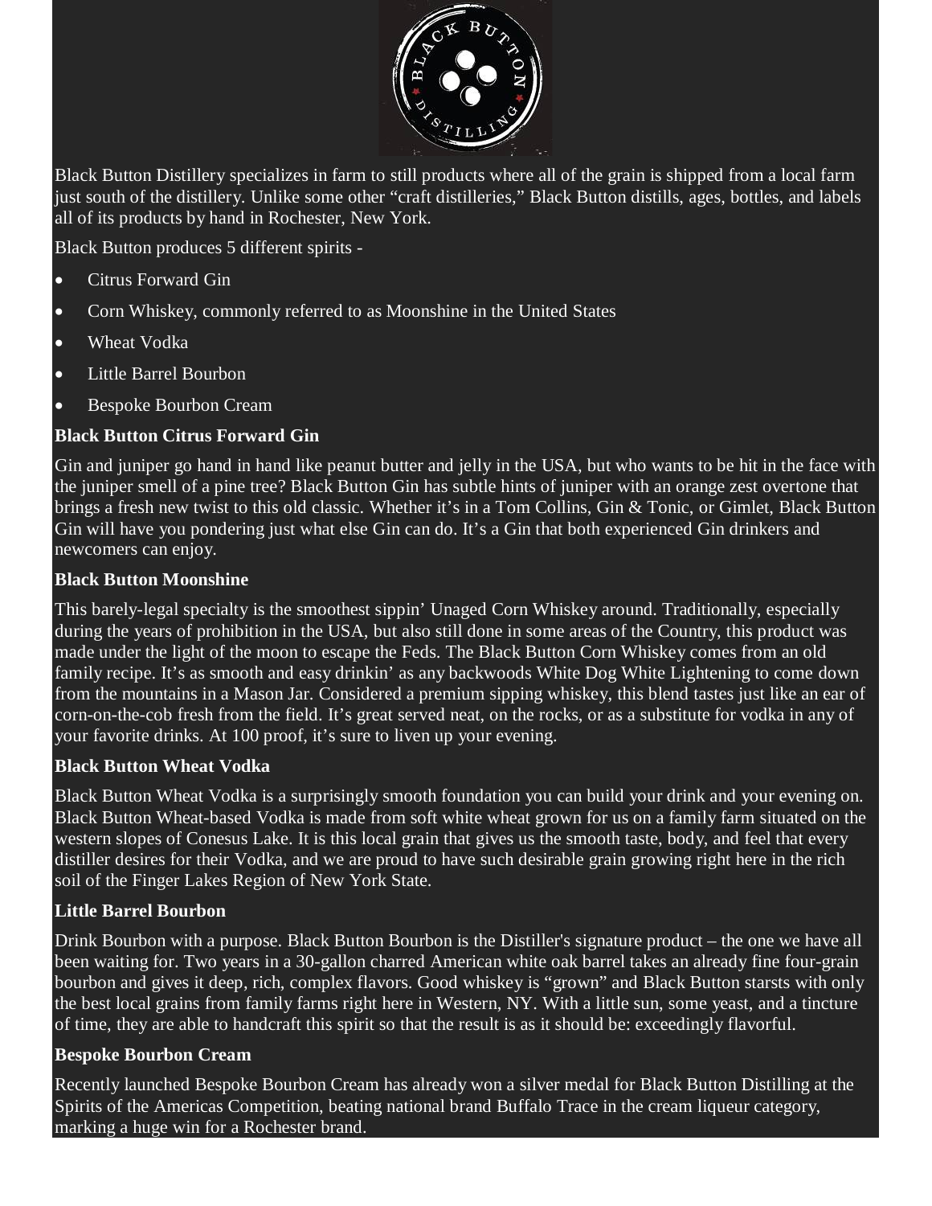Black Button Distillery specializes in farm to still products where all of the grain is shipped from a local farm just south of the distillery. Unlike some other "craft distilleries," Black Button distills, ages, bottles, and labels all of its products by hand in Rochester, New York.

Black Button produces 5 different spirits -

- Citrus Forward Gin
- Corn Whiskey, commonly referred to as Moonshine in the United States
- Wheat Vodka
- Little Barrel Bourbon
- Bespoke Bourbon Cream

**Black Button Citrus Forward Gin**

Gin and juniper go hand in hand like peanut butter and jelly in the USA, but who wants to be hit in the face with the juniper smell of a pine tree? Black Button Gin has subtle hints of juniper with an orange zest overtone that brings a fresh new twist to this old classic. Whether it's in a Tom Collins, Gin & Tonic, or Gimlet, Black Button Gin will have you pondering just what else Gin can do. It's a Gin that both experienced Gin drinkers and newcomers can enjoy.

**Black Button Moonshine**

This barely-legal specialty is the smoothest sippin' Unaged Corn Whiskey around. Traditionally, especially during the years of prohibition in the USA, but also still done in some areas of the Country, this product was made under the light of the moon to escape the Feds. The Black Button Corn Whiskey comes from an old family recipe. It's as smooth and easy drinkin' as any backwoods White Dog White Lightening to come down from the mountains in a Mason Jar. Considered a premium sipping whiskey, this blend tastes just like an ear of corn-on-the-cob fresh from the field. It's great served neat, on the rocks, or as a substitute for vodka in any of your favorite drinks. At 100 proof, it's sure to liven up your evening.

**Black Button Wheat Vodka**

Black Button Wheat Vodka is a surprisingly smooth foundation you can build your drink and your evening on. Black Button Wheat-based Vodka is made from soft white wheat grown for us on a family farm situated on the western slopes of Conesus Lake. It is this local grain that gives us the smooth taste, body, and feel that every distiller desires for their Vodka, and we are proud to have such desirable grain growing right here in the rich soil of the Finger Lakes Region of New York State.

**Little Barrel Bourbon**

Drink Bourbon with a purpose. Black Button Bourbon is the Distiller's signature product – the one we have all been waiting for. Two years in a 30-gallon charred American white oak barrel takes an already fine four-grain bourbon and gives it deep, rich, complex flavors. Good whiskey is "grown" and Black Button starsts with only the best local grains from family farms right here in Western, NY. With a little sun, some yeast, and a tincture of time, they are able to handcraft this spirit so that the result is as it should be: exceedingly flavorful.

**Bespoke Bourbon Cream**

Recently launched Bespoke Bourbon Cream has already won a silver medal for Black Button Distilling at the Spirits of the Americas Competition, beating national brand Buffalo Trace in the cream liqueur category, marking a huge win for a Rochester brand.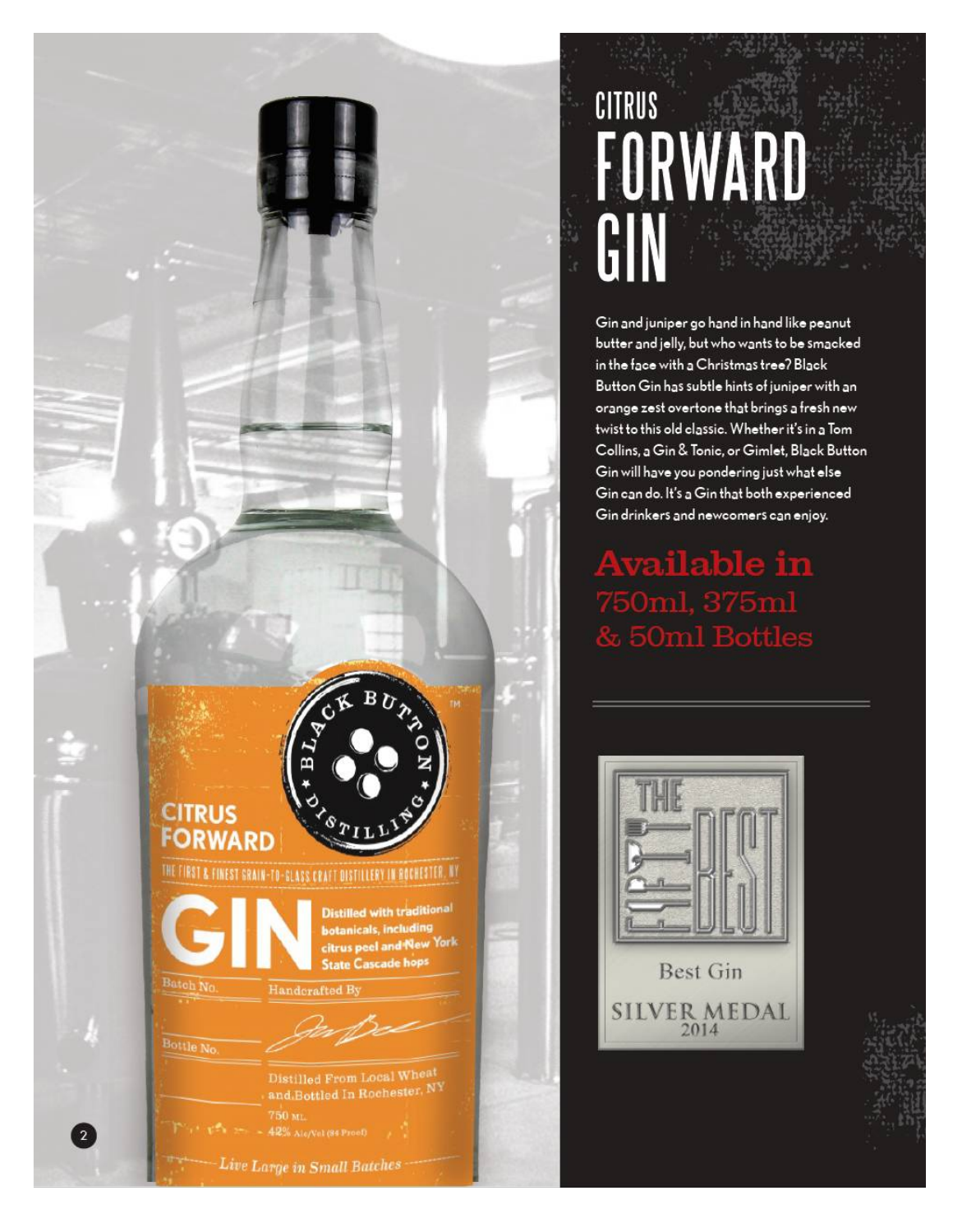# CITRUS FORWARD GIN

Gin and juniper go hand in hand like peanut butter and jelly, but who wants to be smacked in the face with a Christmas tree? Black Button Gin has subtle hints of juniper with an orange zest overtone that brings a fresh new twist to this old classic. Whether it's in a Tom Collins, a Gin & Tonic, or Gimlet, Black Button Gin will have you pondering just what else Gin can do. It's a Gin that both experienced Gin drinkers and newcomers can enjoy.

## Available in 750ml, 375ml & 50ml Bottles

THE FIFTY BEST

Best Gin

SILVER MEDAL 2014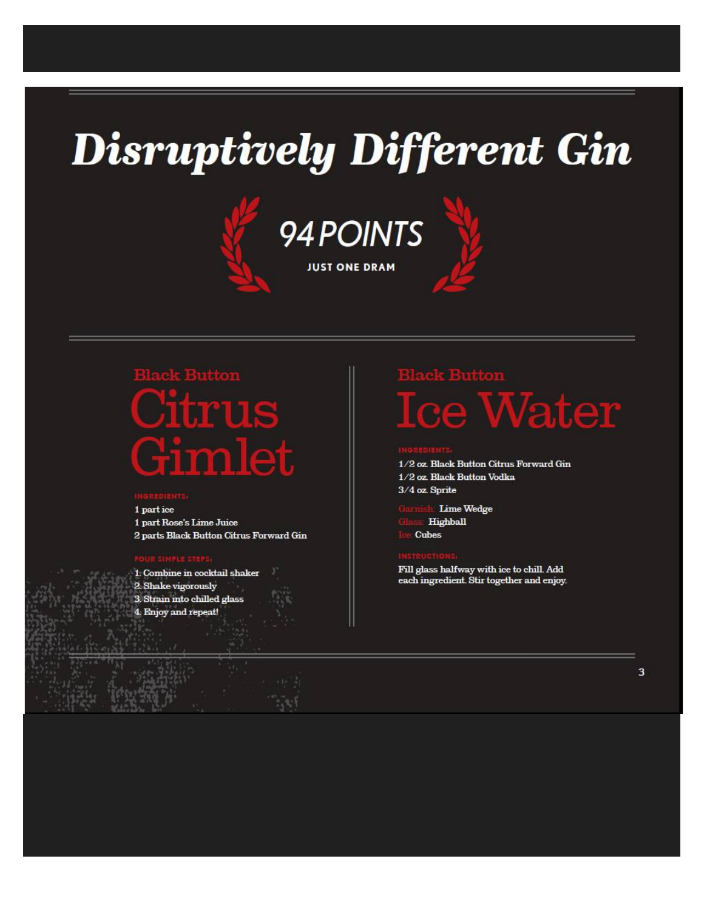# Disruptively Different Gin

94 POINTS

JUST ONE DRAM

## Black Button Citrus Gimlet

**INGREDIENTS:**

1 part ice
1 part Rose's Lime Juice
2 parts Black Button Citrus Forward Gin

**FOUR SIMPLE STEPS:**

1. Combine in cocktail shaker
2. Shake vigorously
3. Strain into chilled glass
4. Enjoy and repeat!

## Black Button Ice Water

**INGREDIENTS:**

1/2 oz. Black Button Citrus Forward Gin
1/2 oz. Black Button Vodka
3/4 oz. Sprite

Garnish: Lime Wedge
Glass: Highball
Ice: Cubes

**INSTRUCTIONS:**

Fill glass halfway with ice to chill. Add each ingredient. Stir together and enjoy.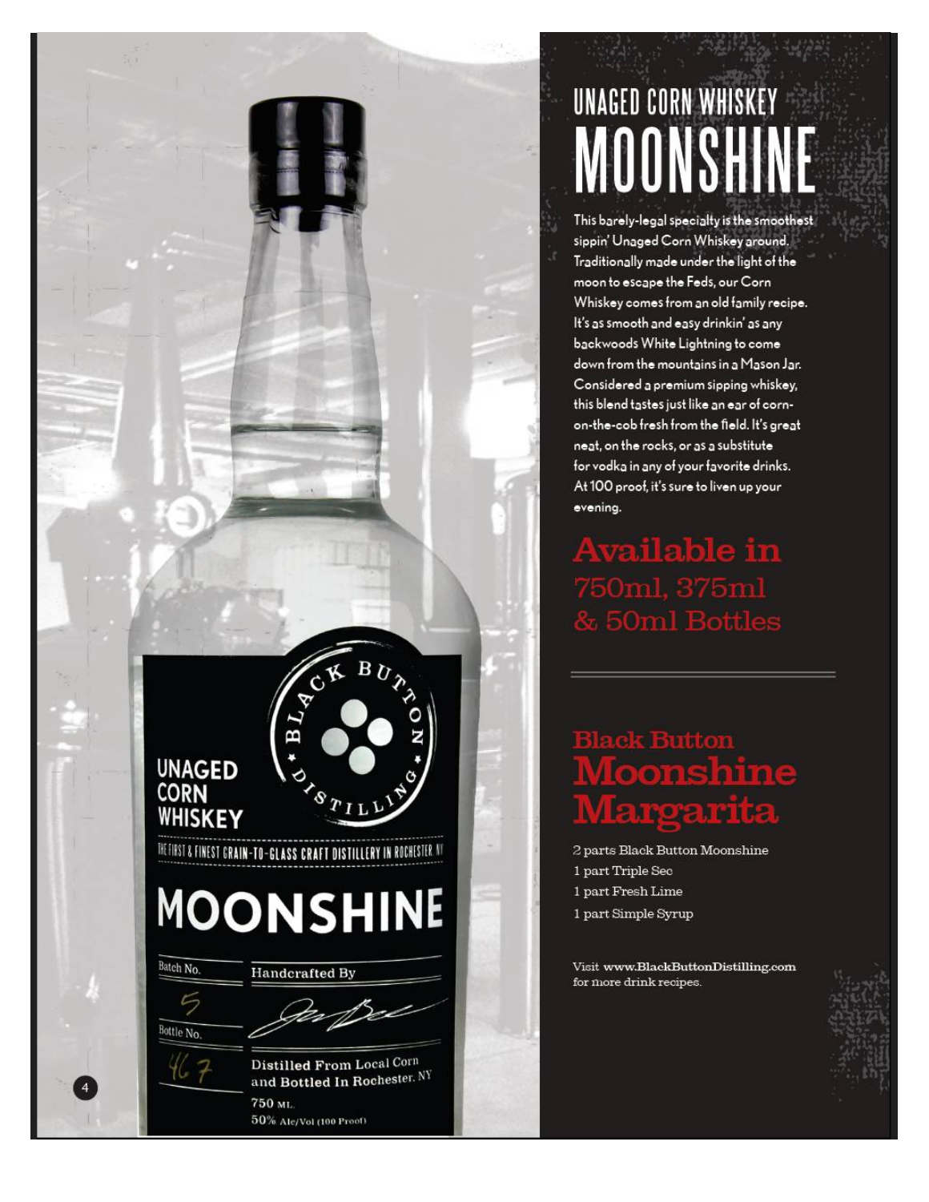# UNAGED CORN WHISKEY MOONSHINE

This barely-legal specialty is the smoothest sippin' Unaged Corn Whiskey around. Traditionally made under the light of the moon to escape the Feds, our Corn Whiskey comes from an old family recipe. It's as smooth and easy drinkin' as any backwoods White Lightning to come down from the mountains in a Mason Jar. Considered a premium sipping whiskey, this blend tastes just like an ear of corn-on-the-cob fresh from the field. It's great neat, on the rocks, or as a substitute for vodka in any of your favorite drinks. At 100 proof, it's sure to liven up your evening.

## Available in 750ml, 375ml & 50ml Bottles

## Black Button Moonshine Margarita

2 parts Black Button Moonshine
1 part Triple Sec
1 part Fresh Lime
1 part Simple Syrup

Visit **www.BlackButtonDistilling.com** for more drink recipes.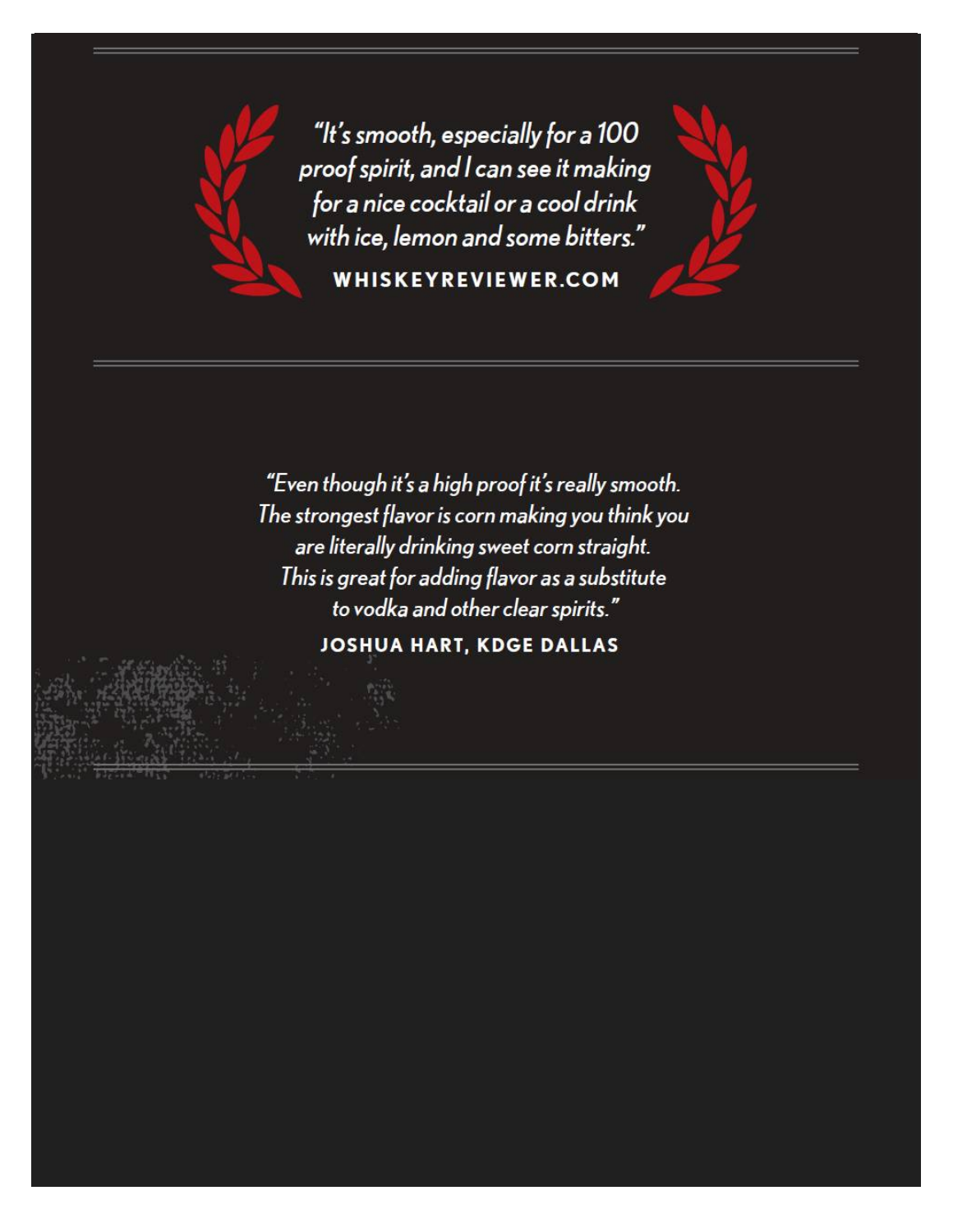*"It's smooth, especially for a 100 proof spirit, and I can see it making for a nice cocktail or a cool drink with ice, lemon and some bitters."*

**WHISKEYREVIEWER.COM**

---

*"Even though it's a high proof it's really smooth. The strongest flavor is corn making you think you are literally drinking sweet corn straight. This is great for adding flavor as a substitute to vodka and other clear spirits."*

**JOSHUA HART, KDGE DALLAS**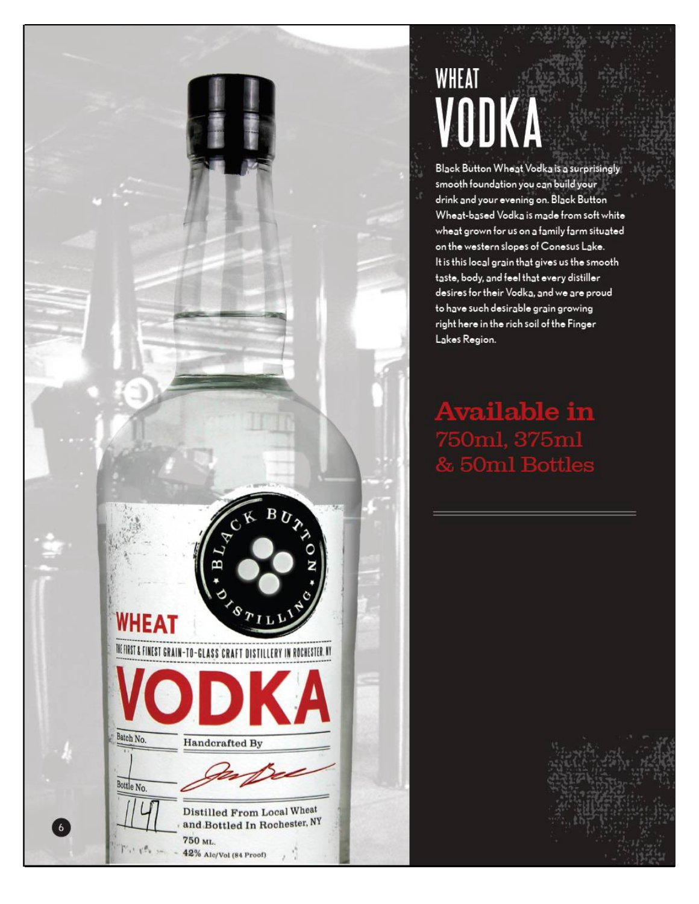# WHEAT VODKA

Black Button Wheat Vodka is a surprisingly smooth foundation you can build your drink and your evening on. Black Button Wheat-based Vodka is made from soft white wheat grown for us on a family farm situated on the western slopes of Conesus Lake. It is this local grain that gives us the smooth taste, body, and feel that every distiller desires for their Vodka, and we are proud to have such desirable grain growing right here in the rich soil of the Finger Lakes Region.

## Available in 750ml, 375ml & 50ml Bottles

BLACK BUTTON DISTILLING

WHEAT

THE FIRST & FINEST GRAIN-TO-GLASS CRAFT DISTILLERY IN ROCHESTER, NY

VODKA

Batch No. 1

Bottle No. 1147

Handcrafted By

Distilled From Local Wheat and Bottled In Rochester, NY

750 ML.

42% Alc/Vol (84 Proof)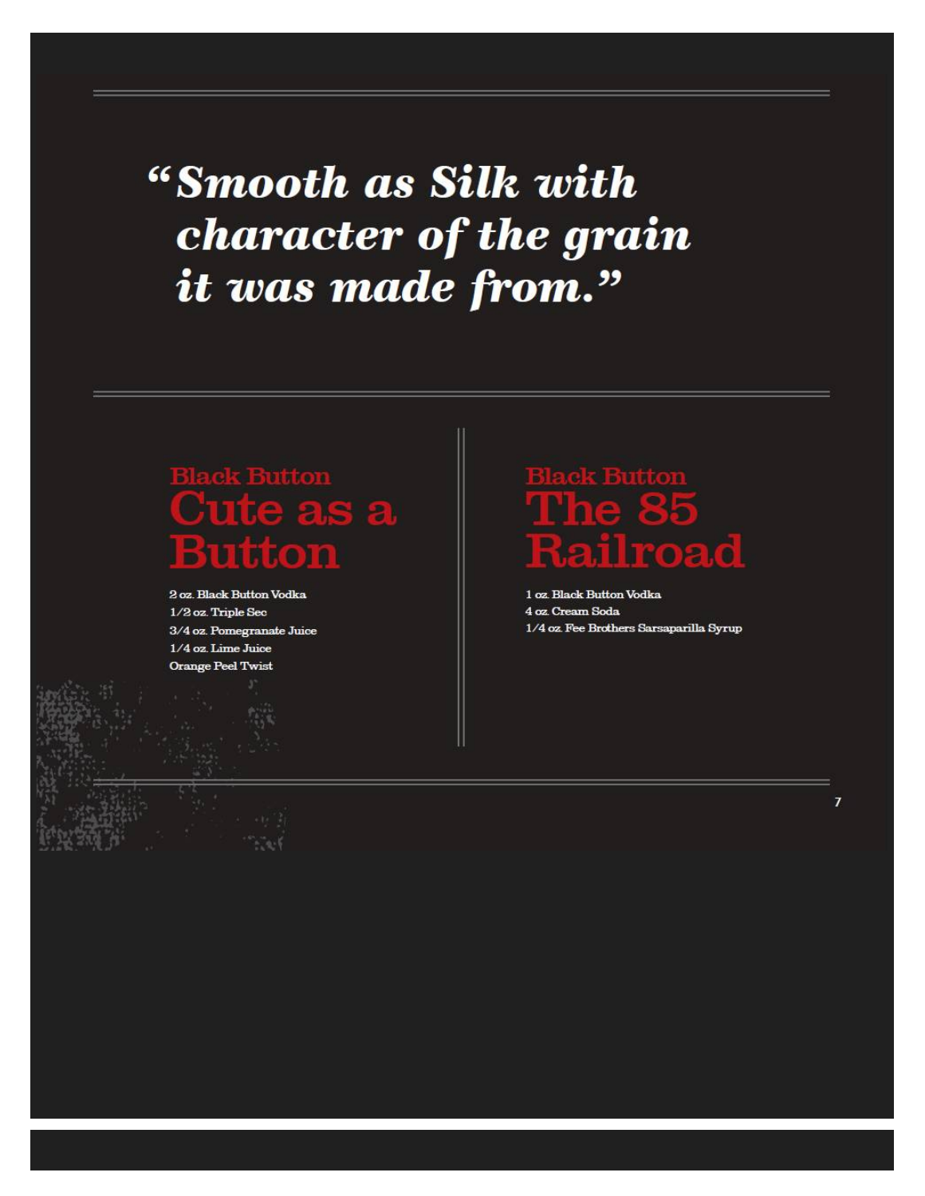> ***"Smooth as Silk with character of the grain it was made from."***

## Black Button
# Cute as a Button

2 oz. Black Button Vodka
1/2 oz. Triple Sec
3/4 oz. Pomegranate Juice
1/4 oz. Lime Juice
Orange Peel Twist

## Black Button
# The 85 Railroad

1 oz. Black Button Vodka
4 oz. Cream Soda
1/4 oz. Fee Brothers Sarsaparilla Syrup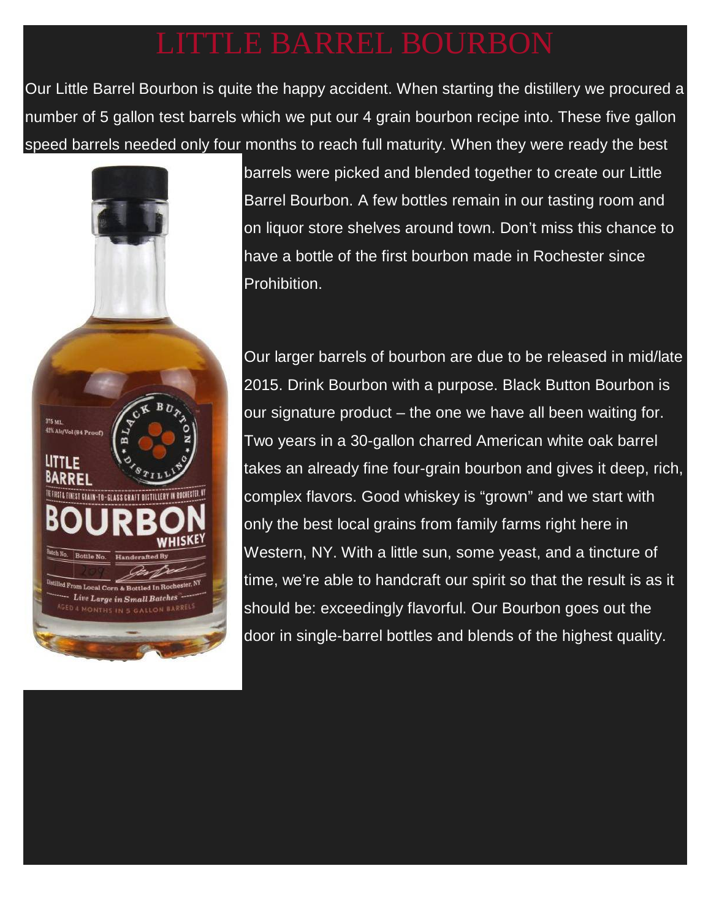# LITTLE BARREL BOURBON

Our Little Barrel Bourbon is quite the happy accident. When starting the distillery we procured a number of 5 gallon test barrels which we put our 4 grain bourbon recipe into. These five gallon speed barrels needed only four months to reach full maturity. When they were ready the best barrels were picked and blended together to create our Little Barrel Bourbon. A few bottles remain in our tasting room and on liquor store shelves around town. Don't miss this chance to have a bottle of the first bourbon made in Rochester since Prohibition.

Our larger barrels of bourbon are due to be released in mid/late 2015. Drink Bourbon with a purpose. Black Button Bourbon is our signature product – the one we have all been waiting for. Two years in a 30-gallon charred American white oak barrel takes an already fine four-grain bourbon and gives it deep, rich, complex flavors. Good whiskey is "grown" and we start with only the best local grains from family farms right here in Western, NY. With a little sun, some yeast, and a tincture of time, we're able to handcraft our spirit so that the result is as it should be: exceedingly flavorful. Our Bourbon goes out the door in single-barrel bottles and blends of the highest quality.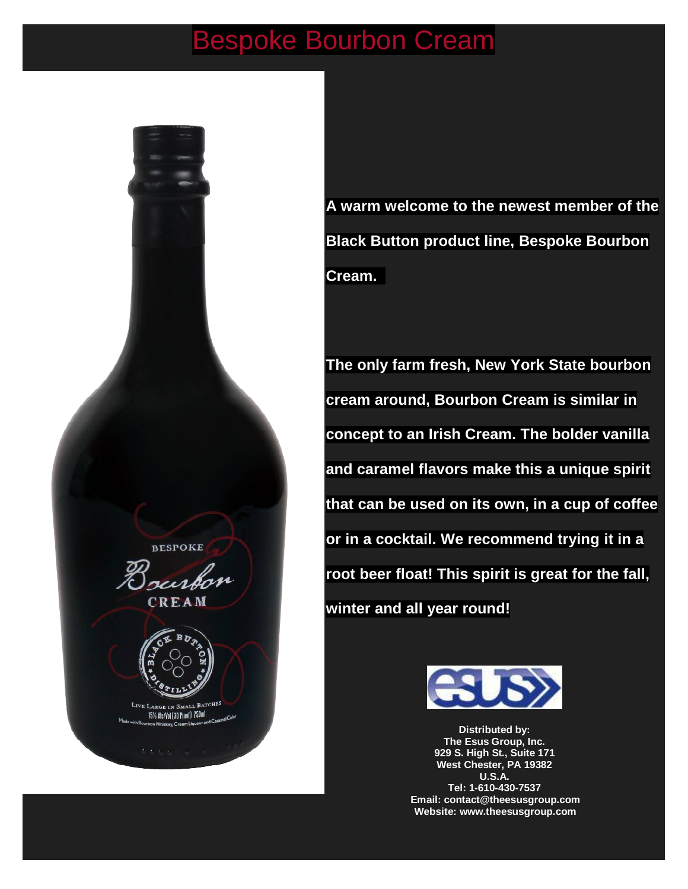# Bespoke Bourbon Cream

**A warm welcome to the newest member of the Black Button product line, Bespoke Bourbon Cream.**

**The only farm fresh, New York State bourbon cream around, Bourbon Cream is similar in concept to an Irish Cream. The bolder vanilla and caramel flavors make this a unique spirit that can be used on its own, in a cup of coffee or in a cocktail. We recommend trying it in a root beer float! This spirit is great for the fall, winter and all year round!**

**Distributed by:**
**The Esus Group, Inc.**
**929 S. High St., Suite 171**
**West Chester, PA 19382**
**U.S.A.**
**Tel: 1-610-430-7537**
**Email: contact@theesusgroup.com**
**Website: www.theesusgroup.com**